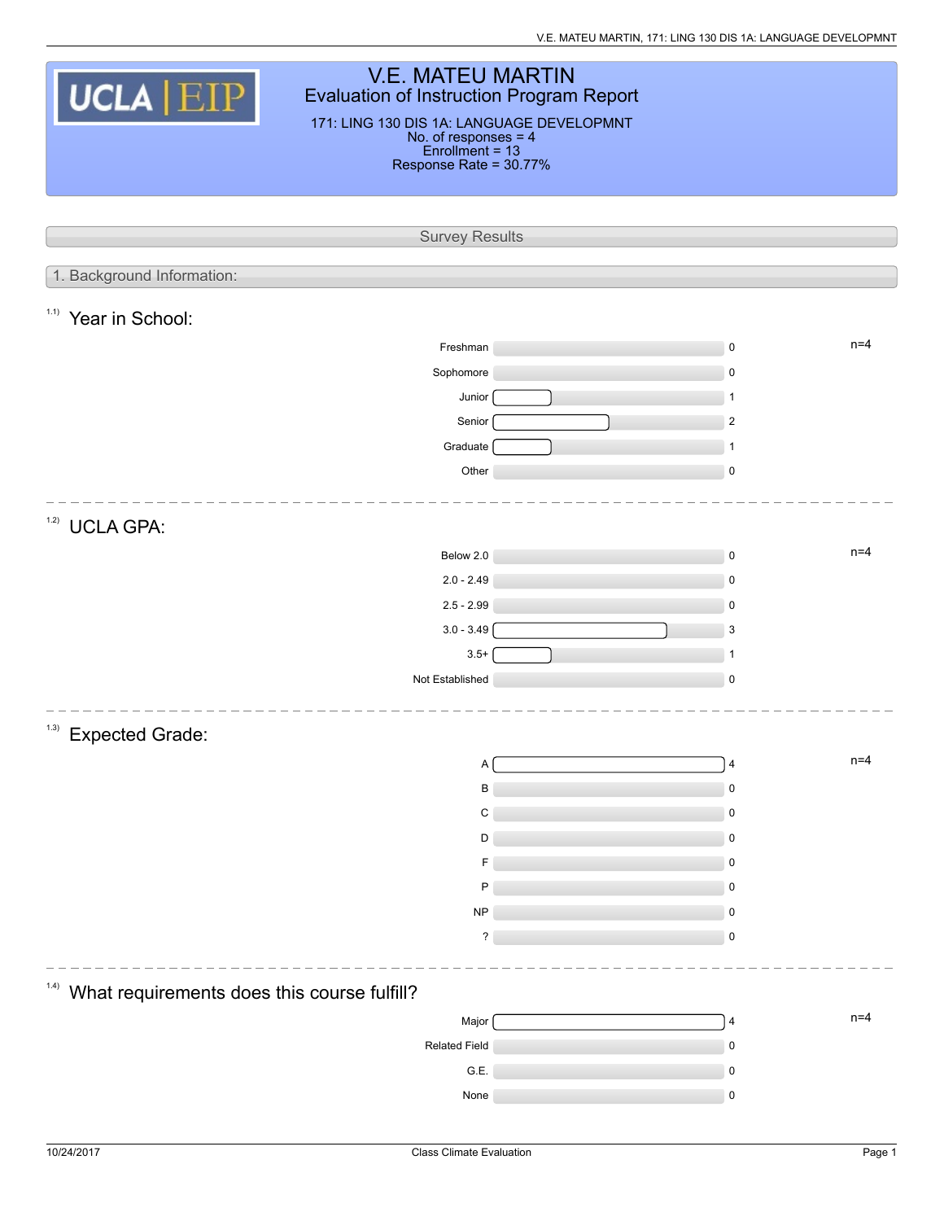# V.E. MATEU MARTIN

## Evaluation of Instruction Program Report

171: LING 130 DIS 1A: LANGUAGE DEVELOPMNT
No. of responses = 4
Enrollment = 13
Response Rate = 30.77%

## Survey Results

### 1. Background Information:

#### 1.1) Year in School:

n=4

Freshman 0
Sophomore 0
Junior 1
Senior 2
Graduate 1
Other 0

#### 1.2) UCLA GPA:

n=4

Below 2.0 0
2.0 - 2.49 0
2.5 - 2.99 0
3.0 - 3.49 3
3.5+ 1
Not Established 0

#### 1.3) Expected Grade:

n=4

A 4
B 0
C 0
D 0
F 0
P 0
NP 0
? 0

#### 1.4) What requirements does this course fulfill?

n=4

Major 4
Related Field 0
G.E. 0
None 0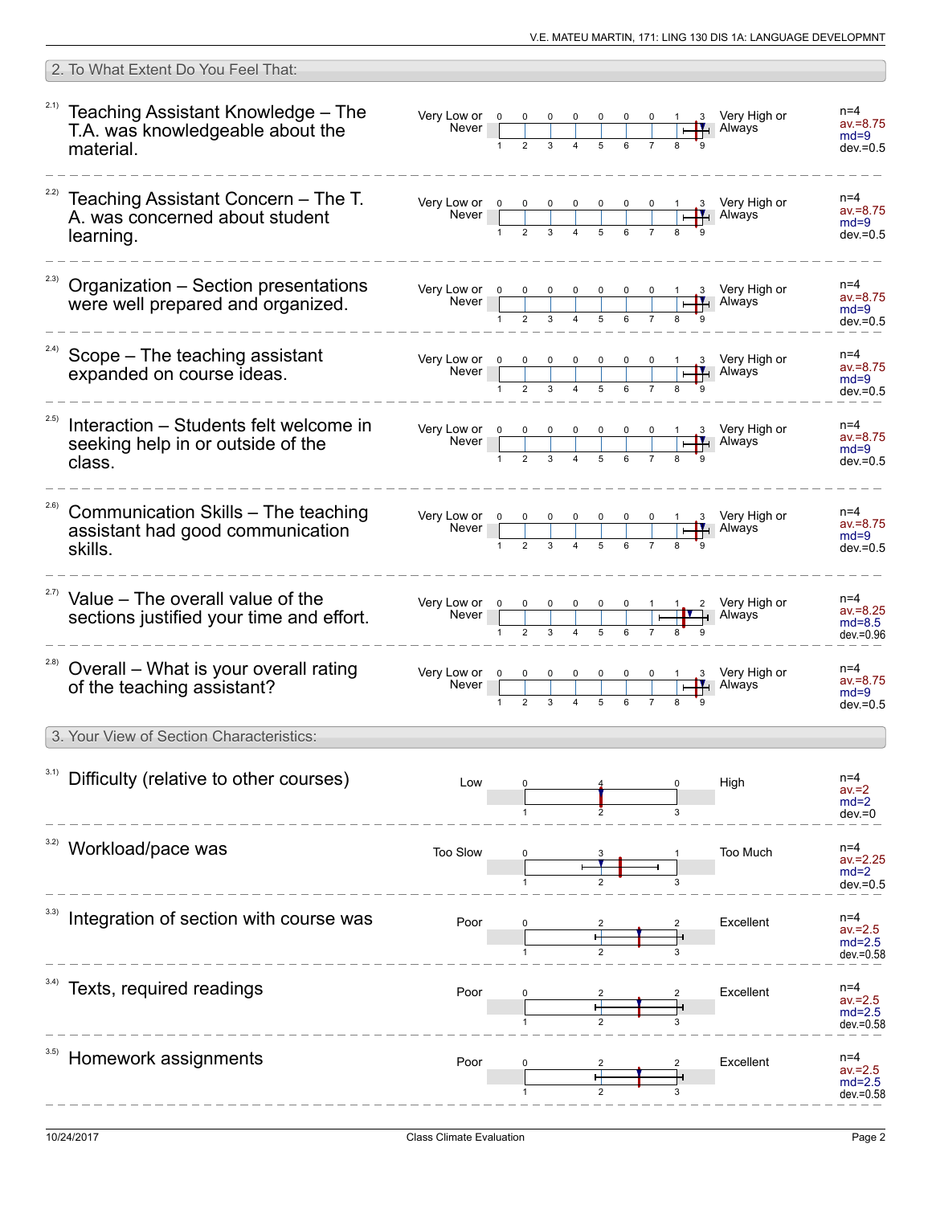## 2. To What Extent Do You Feel That:

2.1) Teaching Assistant Knowledge – The T.A. was knowledgeable about the material.

Very Low or Never
0 0 0 0 0 0 0 1 3
1 2 3 4 5 6 7 8 9
Very High or Always

n=4
av.=8.75
md=9
dev.=0.5

2.2) Teaching Assistant Concern – The T. A. was concerned about student learning.

Very Low or Never
0 0 0 0 0 0 0 1 3
1 2 3 4 5 6 7 8 9
Very High or Always

n=4
av.=8.75
md=9
dev.=0.5

2.3) Organization – Section presentations were well prepared and organized.

Very Low or Never
0 0 0 0 0 0 0 1 3
1 2 3 4 5 6 7 8 9
Very High or Always

n=4
av.=8.75
md=9
dev.=0.5

2.4) Scope – The teaching assistant expanded on course ideas.

Very Low or Never
0 0 0 0 0 0 0 1 3
1 2 3 4 5 6 7 8 9
Very High or Always

n=4
av.=8.75
md=9
dev.=0.5

2.5) Interaction – Students felt welcome in seeking help in or outside of the class.

Very Low or Never
0 0 0 0 0 0 0 1 3
1 2 3 4 5 6 7 8 9
Very High or Always

n=4
av.=8.75
md=9
dev.=0.5

2.6) Communication Skills – The teaching assistant had good communication skills.

Very Low or Never
0 0 0 0 0 0 0 1 3
1 2 3 4 5 6 7 8 9
Very High or Always

n=4
av.=8.75
md=9
dev.=0.5

2.7) Value – The overall value of the sections justified your time and effort.

Very Low or Never
0 0 0 0 0 0 1 1 2
1 2 3 4 5 6 7 8 9
Very High or Always

n=4
av.=8.25
md=8.5
dev.=0.96

2.8) Overall – What is your overall rating of the teaching assistant?

Very Low or Never
0 0 0 0 0 0 0 1 3
1 2 3 4 5 6 7 8 9
Very High or Always

n=4
av.=8.75
md=9
dev.=0.5

## 3. Your View of Section Characteristics:

3.1) Difficulty (relative to other courses)

Low
0 4 0
1 2 3
High

n=4
av.=2
md=2
dev.=0

3.2) Workload/pace was

Too Slow
0 3 1
1 2 3
Too Much

n=4
av.=2.25
md=2
dev.=0.5

3.3) Integration of section with course was

Poor
0 2 2
1 2 3
Excellent

n=4
av.=2.5
md=2.5
dev.=0.58

3.4) Texts, required readings

Poor
0 2 2
1 2 3
Excellent

n=4
av.=2.5
md=2.5
dev.=0.58

3.5) Homework assignments

Poor
0 2 2
1 2 3
Excellent

n=4
av.=2.5
md=2.5
dev.=0.58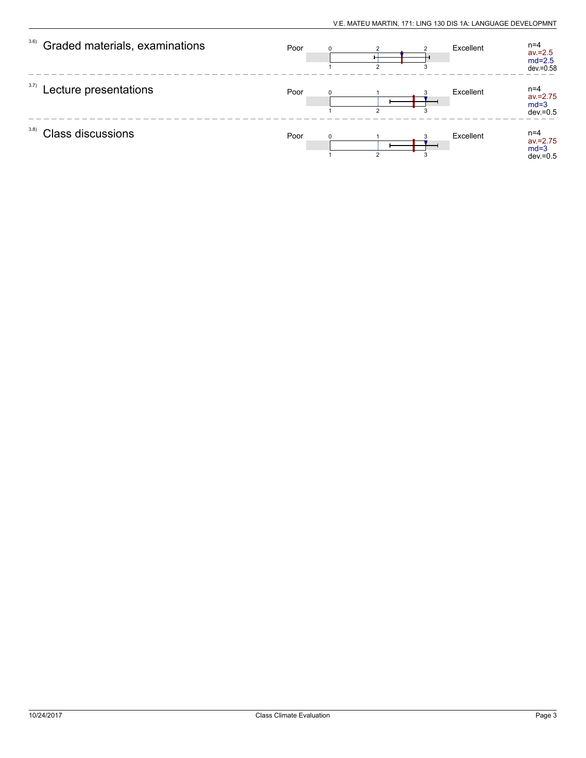3.6) Graded materials, examinations

Poor
0 2 2
1 2 3
Excellent

n=4
av.=2.5
md=2.5
dev.=0.58

3.7) Lecture presentations

Poor
0 1 3
1 2 3
Excellent

n=4
av.=2.75
md=3
dev.=0.5

3.8) Class discussions

Poor
0 1 3
1 2 3
Excellent

n=4
av.=2.75
md=3
dev.=0.5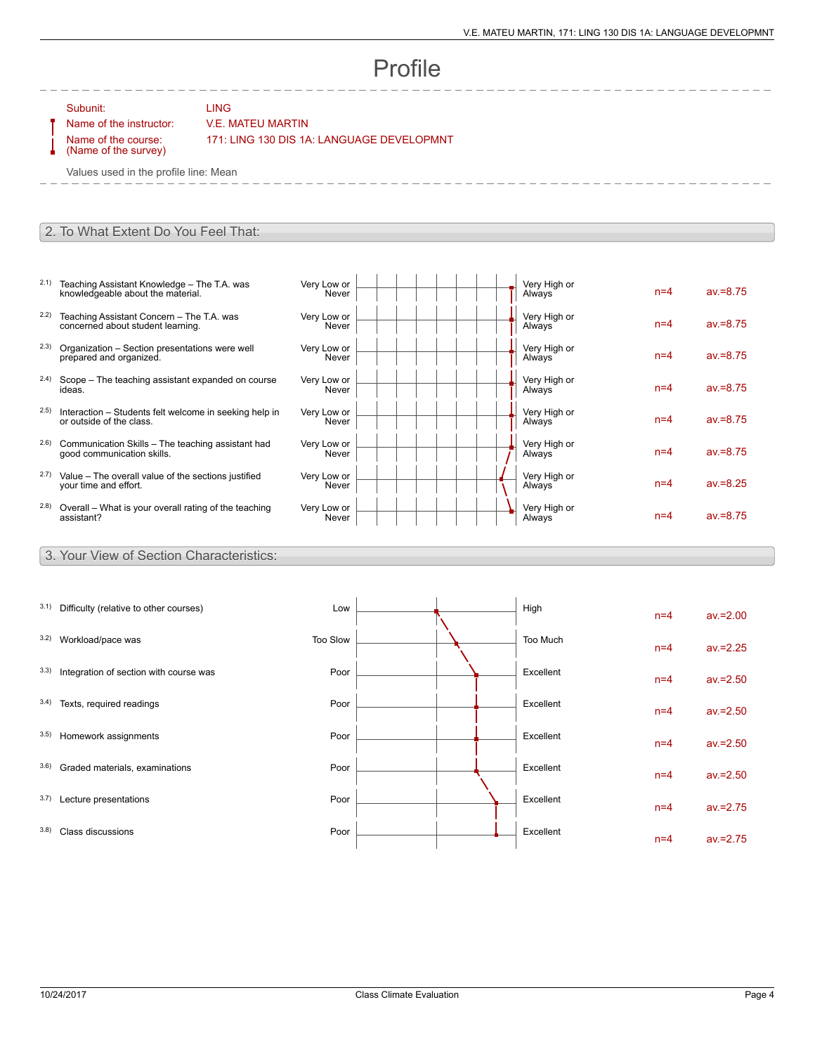# Profile

Subunit: LING

Name of the instructor: V.E. MATEU MARTIN

Name of the course: (Name of the survey) 171: LING 130 DIS 1A: LANGUAGE DEVELOPMNT

Values used in the profile line: Mean

## 2. To What Extent Do You Feel That:

2.1) Teaching Assistant Knowledge – The T.A. was knowledgeable about the material.
Very Low or Never — Very High or Always
n=4 av.=8.75

2.2) Teaching Assistant Concern – The T.A. was concerned about student learning.
Very Low or Never — Very High or Always
n=4 av.=8.75

2.3) Organization – Section presentations were well prepared and organized.
Very Low or Never — Very High or Always
n=4 av.=8.75

2.4) Scope – The teaching assistant expanded on course ideas.
Very Low or Never — Very High or Always
n=4 av.=8.75

2.5) Interaction – Students felt welcome in seeking help in or outside of the class.
Very Low or Never — Very High or Always
n=4 av.=8.75

2.6) Communication Skills – The teaching assistant had good communication skills.
Very Low or Never — Very High or Always
n=4 av.=8.75

2.7) Value – The overall value of the sections justified your time and effort.
Very Low or Never — Very High or Always
n=4 av.=8.25

2.8) Overall – What is your overall rating of the teaching assistant?
Very Low or Never — Very High or Always
n=4 av.=8.75

## 3. Your View of Section Characteristics:

3.1) Difficulty (relative to other courses)
Low — High
n=4 av.=2.00

3.2) Workload/pace was
Too Slow — Too Much
n=4 av.=2.25

3.3) Integration of section with course was
Poor — Excellent
n=4 av.=2.50

3.4) Texts, required readings
Poor — Excellent
n=4 av.=2.50

3.5) Homework assignments
Poor — Excellent
n=4 av.=2.50

3.6) Graded materials, examinations
Poor — Excellent
n=4 av.=2.50

3.7) Lecture presentations
Poor — Excellent
n=4 av.=2.75

3.8) Class discussions
Poor — Excellent
n=4 av.=2.75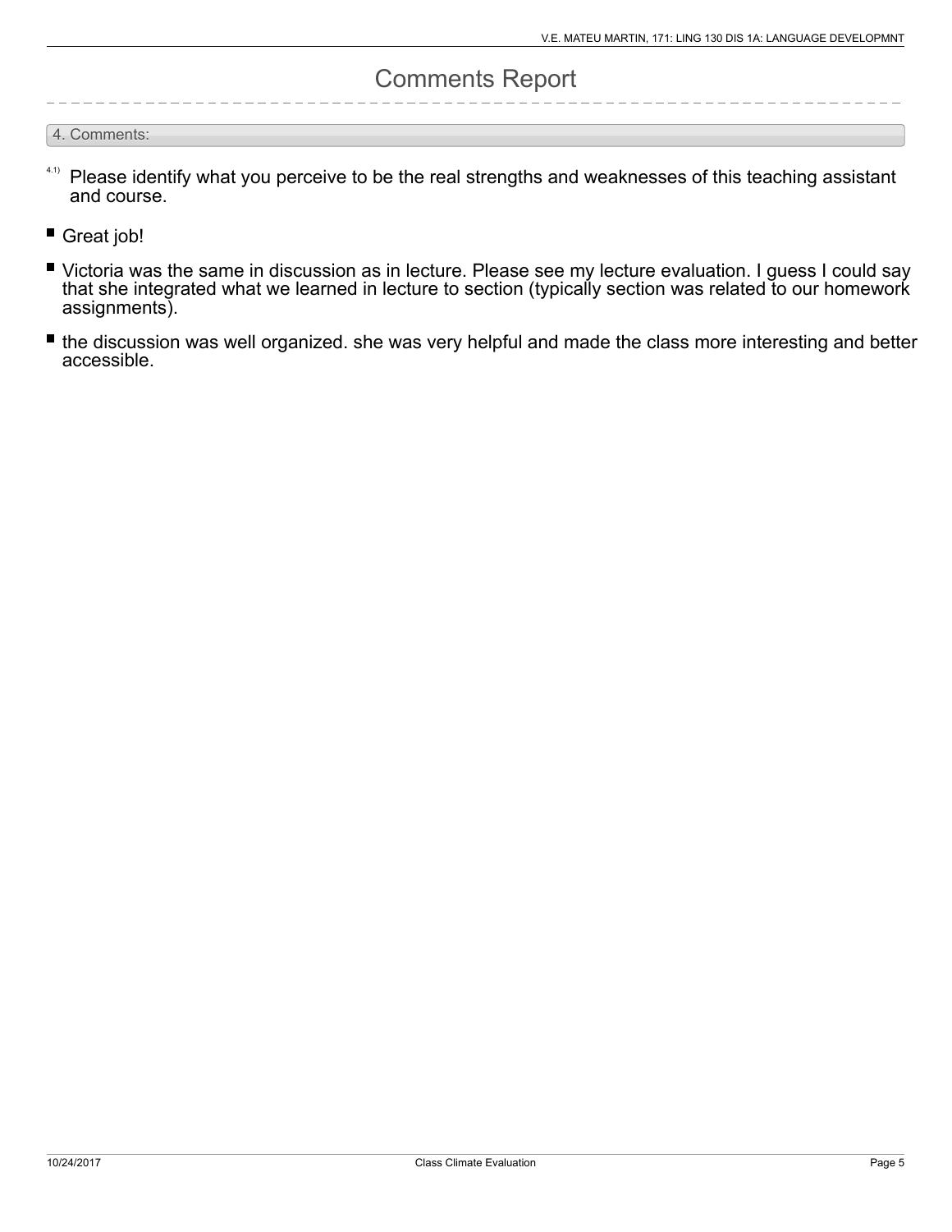# Comments Report

## 4. Comments:

4.1) Please identify what you perceive to be the real strengths and weaknesses of this teaching assistant and course.

- Great job!
- Victoria was the same in discussion as in lecture. Please see my lecture evaluation. I guess I could say that she integrated what we learned in lecture to section (typically section was related to our homework assignments).
- the discussion was well organized. she was very helpful and made the class more interesting and better accessible.